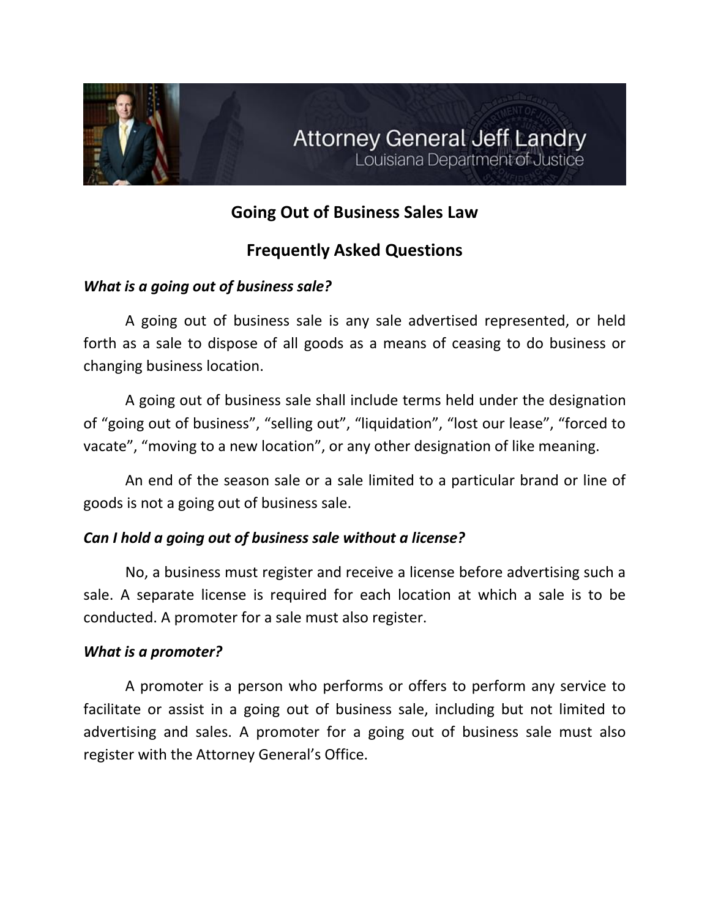Attorney General Jeff Landry
Louisiana Department of Justice

## Going Out of Business Sales Law

## Frequently Asked Questions

***What is a going out of business sale?***

A going out of business sale is any sale advertised represented, or held forth as a sale to dispose of all goods as a means of ceasing to do business or changing business location.

A going out of business sale shall include terms held under the designation of “going out of business”, “selling out”, “liquidation”, “lost our lease”, “forced to vacate”, “moving to a new location”, or any other designation of like meaning.

An end of the season sale or a sale limited to a particular brand or line of goods is not a going out of business sale.

***Can I hold a going out of business sale without a license?***

No, a business must register and receive a license before advertising such a sale. A separate license is required for each location at which a sale is to be conducted. A promoter for a sale must also register.

***What is a promoter?***

A promoter is a person who performs or offers to perform any service to facilitate or assist in a going out of business sale, including but not limited to advertising and sales. A promoter for a going out of business sale must also register with the Attorney General’s Office.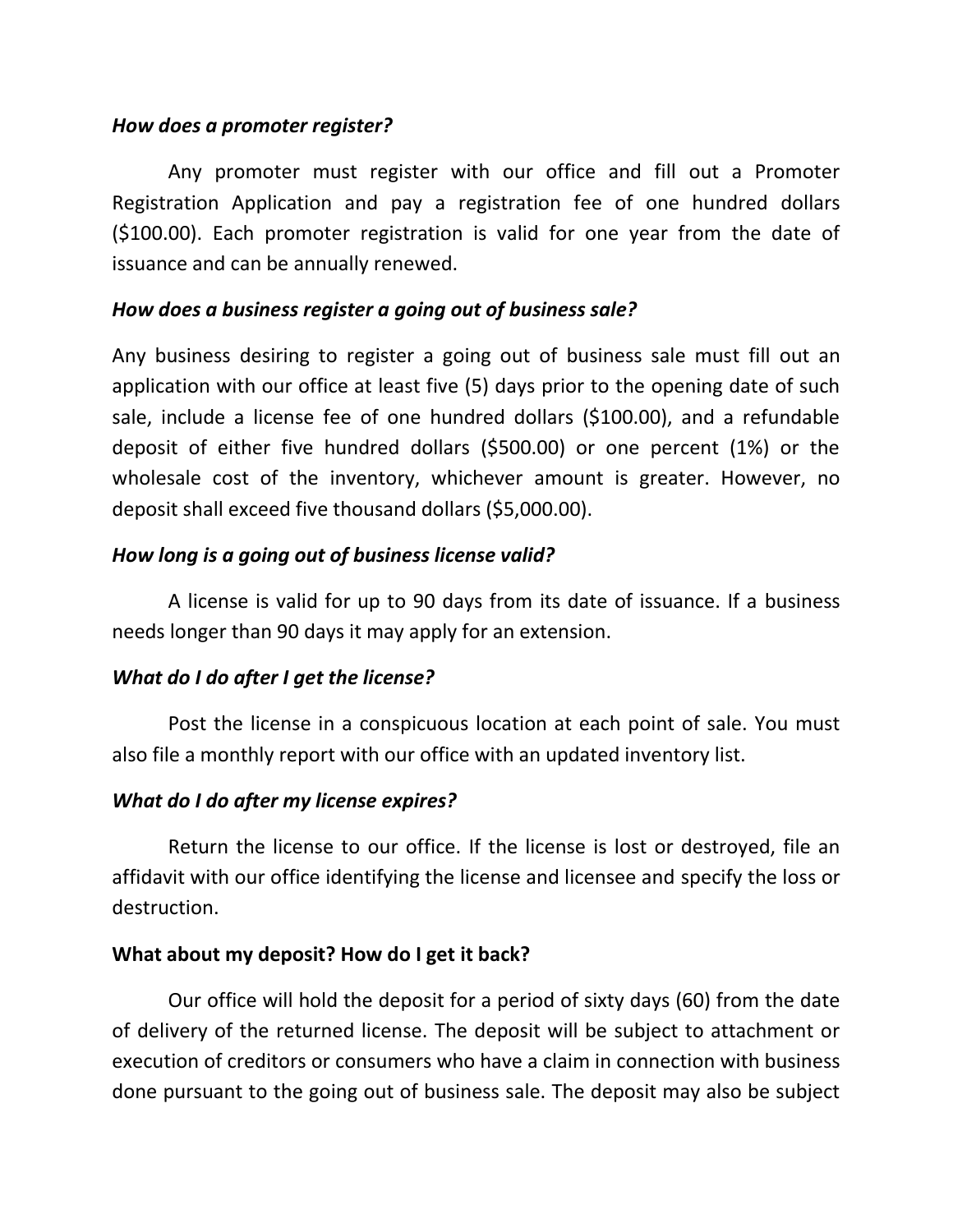***How does a promoter register?***

Any promoter must register with our office and fill out a Promoter Registration Application and pay a registration fee of one hundred dollars ($100.00). Each promoter registration is valid for one year from the date of issuance and can be annually renewed.

***How does a business register a going out of business sale?***

Any business desiring to register a going out of business sale must fill out an application with our office at least five (5) days prior to the opening date of such sale, include a license fee of one hundred dollars ($100.00), and a refundable deposit of either five hundred dollars ($500.00) or one percent (1%) or the wholesale cost of the inventory, whichever amount is greater. However, no deposit shall exceed five thousand dollars ($5,000.00).

***How long is a going out of business license valid?***

A license is valid for up to 90 days from its date of issuance. If a business needs longer than 90 days it may apply for an extension.

***What do I do after I get the license?***

Post the license in a conspicuous location at each point of sale. You must also file a monthly report with our office with an updated inventory list.

***What do I do after my license expires?***

Return the license to our office. If the license is lost or destroyed, file an affidavit with our office identifying the license and licensee and specify the loss or destruction.

**What about my deposit? How do I get it back?**

Our office will hold the deposit for a period of sixty days (60) from the date of delivery of the returned license. The deposit will be subject to attachment or execution of creditors or consumers who have a claim in connection with business done pursuant to the going out of business sale. The deposit may also be subject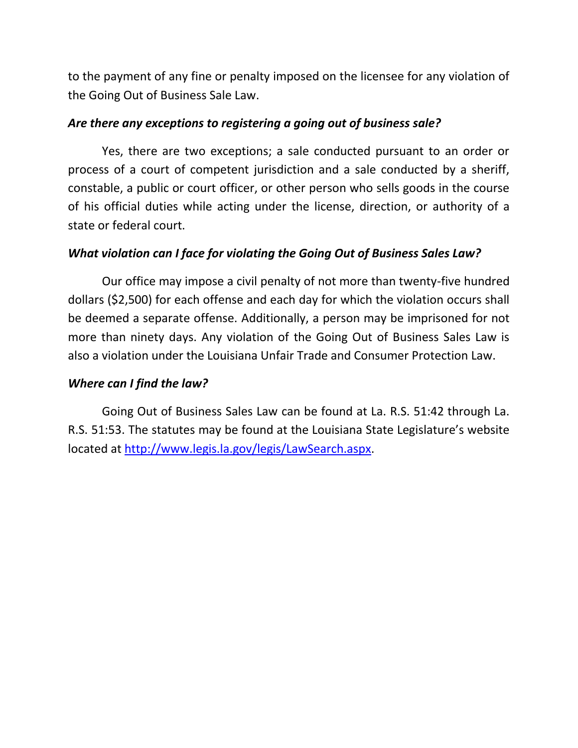to the payment of any fine or penalty imposed on the licensee for any violation of the Going Out of Business Sale Law.

***Are there any exceptions to registering a going out of business sale?***

Yes, there are two exceptions; a sale conducted pursuant to an order or process of a court of competent jurisdiction and a sale conducted by a sheriff, constable, a public or court officer, or other person who sells goods in the course of his official duties while acting under the license, direction, or authority of a state or federal court.

***What violation can I face for violating the Going Out of Business Sales Law?***

Our office may impose a civil penalty of not more than twenty-five hundred dollars ($2,500) for each offense and each day for which the violation occurs shall be deemed a separate offense. Additionally, a person may be imprisoned for not more than ninety days. Any violation of the Going Out of Business Sales Law is also a violation under the Louisiana Unfair Trade and Consumer Protection Law.

***Where can I find the law?***

Going Out of Business Sales Law can be found at La. R.S. 51:42 through La. R.S. 51:53. The statutes may be found at the Louisiana State Legislature's website located at [http://www.legis.la.gov/legis/LawSearch.aspx](http://www.legis.la.gov/legis/LawSearch.aspx).